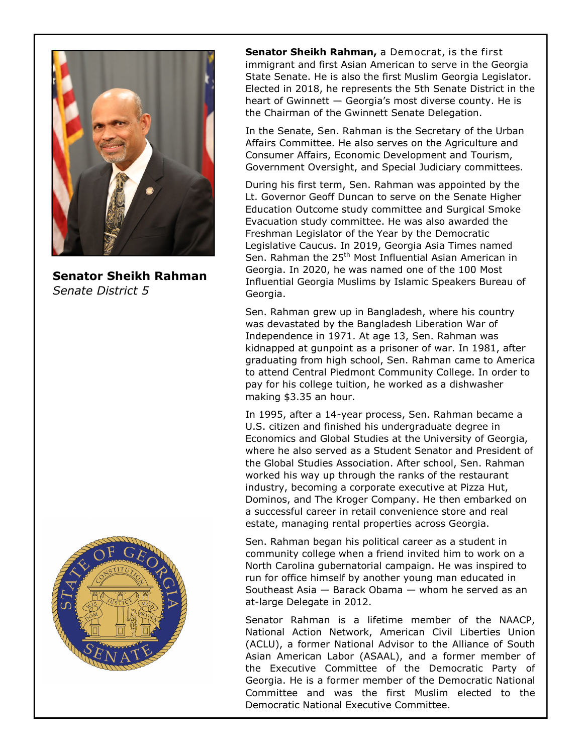**Senator Sheikh Rahman**
*Senate District 5*

**Senator Sheikh Rahman,** a Democrat, is the first immigrant and first Asian American to serve in the Georgia State Senate. He is also the first Muslim Georgia Legislator. Elected in 2018, he represents the 5th Senate District in the heart of Gwinnett — Georgia's most diverse county. He is the Chairman of the Gwinnett Senate Delegation.

In the Senate, Sen. Rahman is the Secretary of the Urban Affairs Committee. He also serves on the Agriculture and Consumer Affairs, Economic Development and Tourism, Government Oversight, and Special Judiciary committees.

During his first term, Sen. Rahman was appointed by the Lt. Governor Geoff Duncan to serve on the Senate Higher Education Outcome study committee and Surgical Smoke Evacuation study committee. He was also awarded the Freshman Legislator of the Year by the Democratic Legislative Caucus. In 2019, Georgia Asia Times named Sen. Rahman the 25th Most Influential Asian American in Georgia. In 2020, he was named one of the 100 Most Influential Georgia Muslims by Islamic Speakers Bureau of Georgia.

Sen. Rahman grew up in Bangladesh, where his country was devastated by the Bangladesh Liberation War of Independence in 1971. At age 13, Sen. Rahman was kidnapped at gunpoint as a prisoner of war. In 1981, after graduating from high school, Sen. Rahman came to America to attend Central Piedmont Community College. In order to pay for his college tuition, he worked as a dishwasher making $3.35 an hour.

In 1995, after a 14-year process, Sen. Rahman became a U.S. citizen and finished his undergraduate degree in Economics and Global Studies at the University of Georgia, where he also served as a Student Senator and President of the Global Studies Association. After school, Sen. Rahman worked his way up through the ranks of the restaurant industry, becoming a corporate executive at Pizza Hut, Dominos, and The Kroger Company. He then embarked on a successful career in retail convenience store and real estate, managing rental properties across Georgia.

Sen. Rahman began his political career as a student in community college when a friend invited him to work on a North Carolina gubernatorial campaign. He was inspired to run for office himself by another young man educated in Southeast Asia — Barack Obama — whom he served as an at-large Delegate in 2012.

Senator Rahman is a lifetime member of the NAACP, National Action Network, American Civil Liberties Union (ACLU), a former National Advisor to the Alliance of South Asian American Labor (ASAAL), and a former member of the Executive Committee of the Democratic Party of Georgia. He is a former member of the Democratic National Committee and was the first Muslim elected to the Democratic National Executive Committee.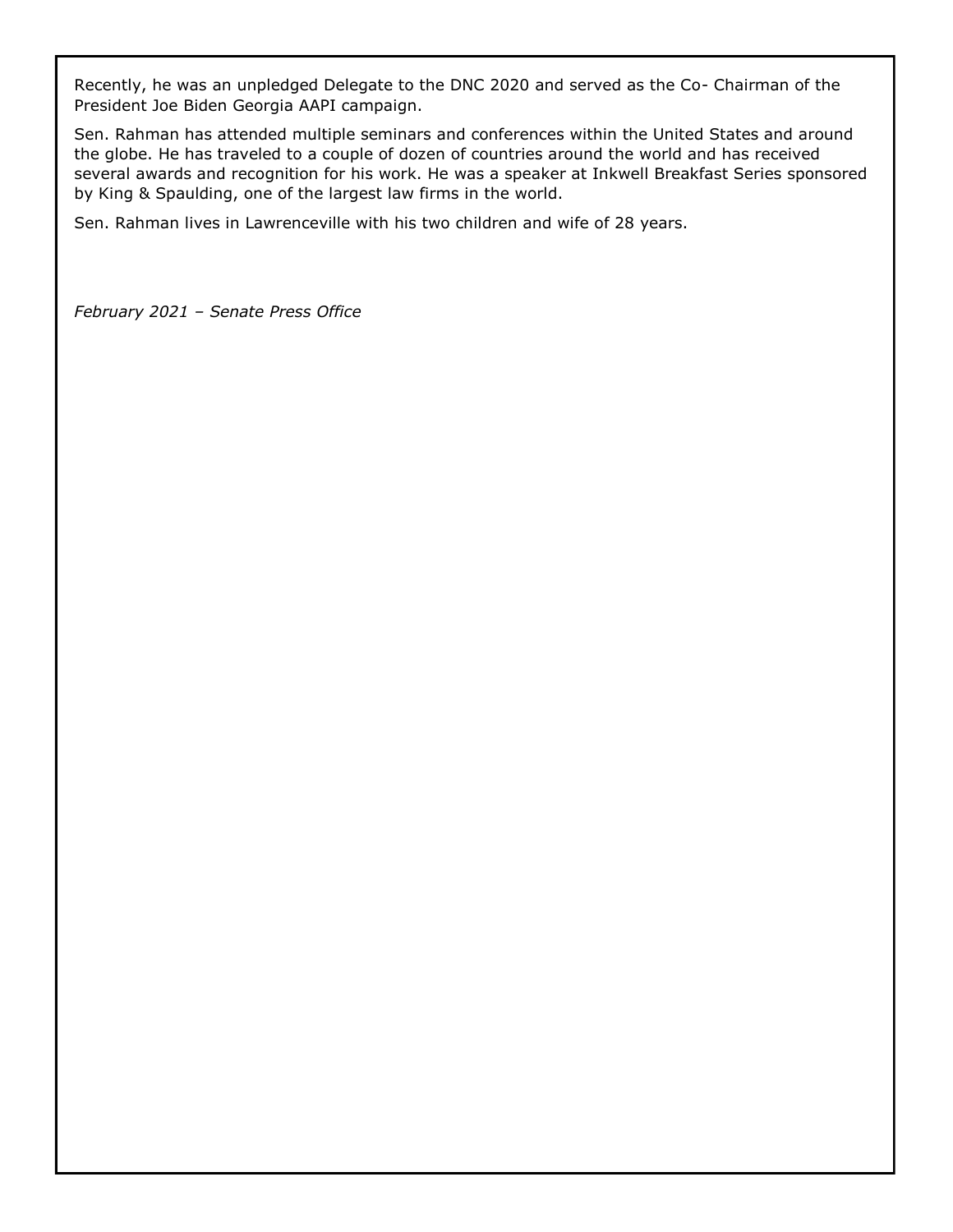Recently, he was an unpledged Delegate to the DNC 2020 and served as the Co- Chairman of the President Joe Biden Georgia AAPI campaign.

Sen. Rahman has attended multiple seminars and conferences within the United States and around the globe. He has traveled to a couple of dozen of countries around the world and has received several awards and recognition for his work. He was a speaker at Inkwell Breakfast Series sponsored by King & Spaulding, one of the largest law firms in the world.

Sen. Rahman lives in Lawrenceville with his two children and wife of 28 years.

*February 2021 – Senate Press Office*